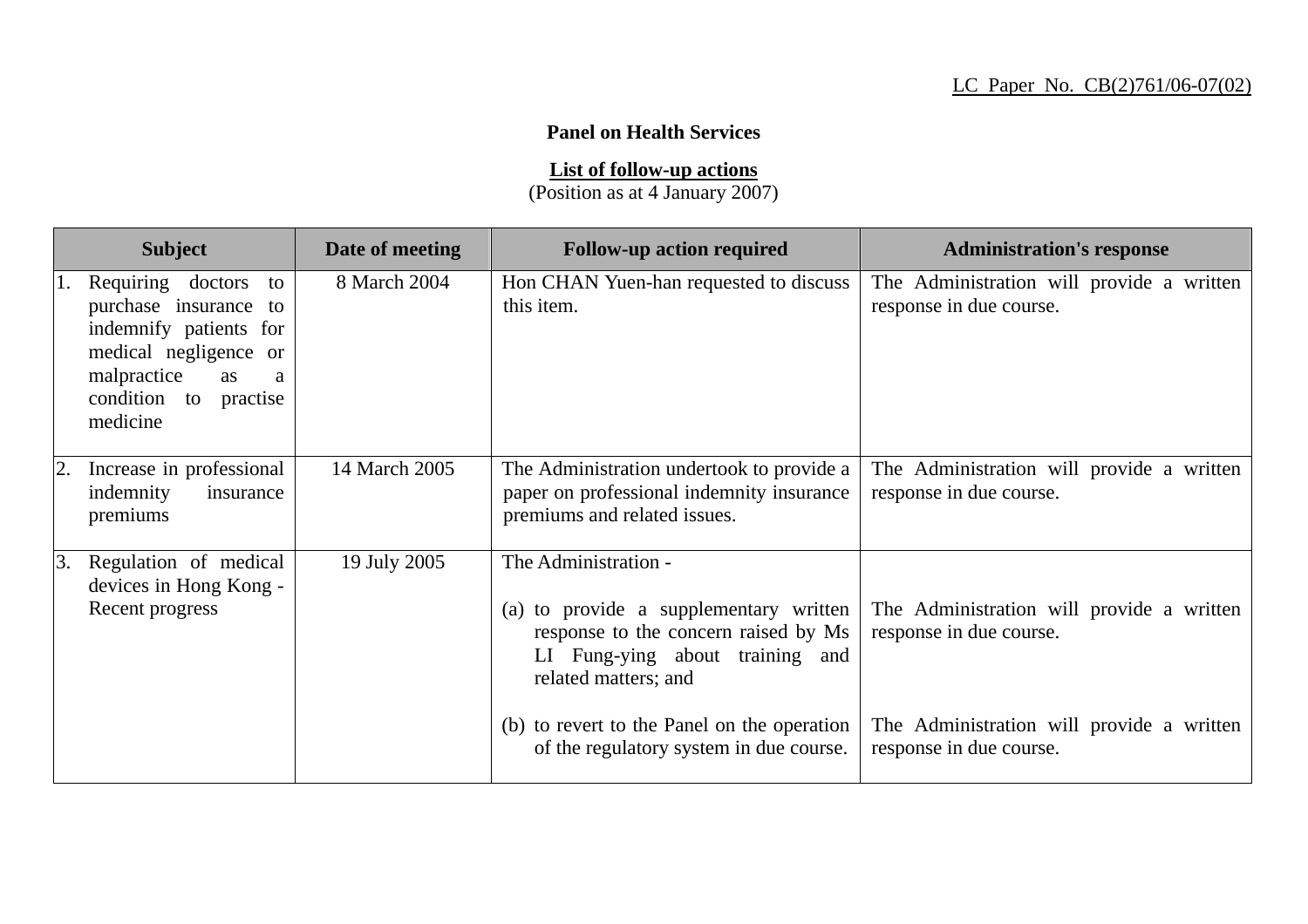LC Paper No. CB(2)761/06-07(02)

**Panel on Health Services**

**List of follow-up actions**
(Position as at 4 January 2007)

| Subject | Date of meeting | Follow-up action required | Administration's response |
|---|---|---|---|
| 1. Requiring doctors to purchase insurance to indemnify patients for medical negligence or malpractice as a condition to practise medicine | 8 March 2004 | Hon CHAN Yuen-han requested to discuss this item. | The Administration will provide a written response in due course. |
| 2. Increase in professional indemnity insurance premiums | 14 March 2005 | The Administration undertook to provide a paper on professional indemnity insurance premiums and related issues. | The Administration will provide a written response in due course. |
| 3. Regulation of medical devices in Hong Kong - Recent progress | 19 July 2005 | The Administration - | |
| | | (a) to provide a supplementary written response to the concern raised by Ms LI Fung-ying about training and related matters; and | The Administration will provide a written response in due course. |
| | | (b) to revert to the Panel on the operation of the regulatory system in due course. | The Administration will provide a written response in due course. |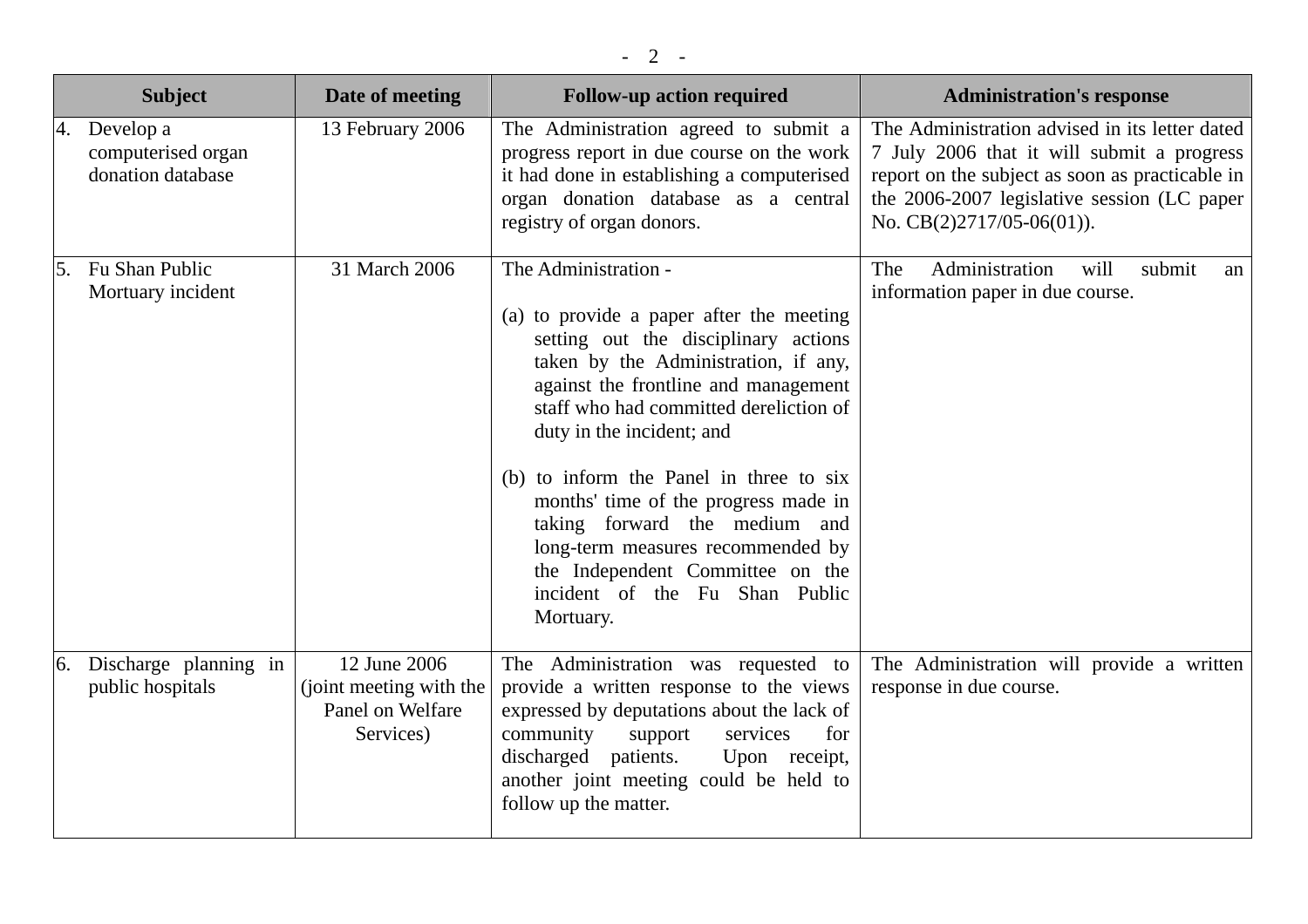| Subject | Date of meeting | Follow-up action required | Administration's response |
|---|---|---|---|
| 4. Develop a computerised organ donation database | 13 February 2006 | The Administration agreed to submit a progress report in due course on the work it had done in establishing a computerised organ donation database as a central registry of organ donors. | The Administration advised in its letter dated 7 July 2006 that it will submit a progress report on the subject as soon as practicable in the 2006-2007 legislative session (LC paper No. CB(2)2717/05-06(01)). |
| 5. Fu Shan Public Mortuary incident | 31 March 2006 | The Administration - <br><br>(a) to provide a paper after the meeting setting out the disciplinary actions taken by the Administration, if any, against the frontline and management staff who had committed dereliction of duty in the incident; and <br><br>(b) to inform the Panel in three to six months' time of the progress made in taking forward the medium and long-term measures recommended by the Independent Committee on the incident of the Fu Shan Public Mortuary. | The Administration will submit an information paper in due course. |
| 6. Discharge planning in public hospitals | 12 June 2006 (joint meeting with the Panel on Welfare Services) | The Administration was requested to provide a written response to the views expressed by deputations about the lack of community support services for discharged patients. Upon receipt, another joint meeting could be held to follow up the matter. | The Administration will provide a written response in due course. |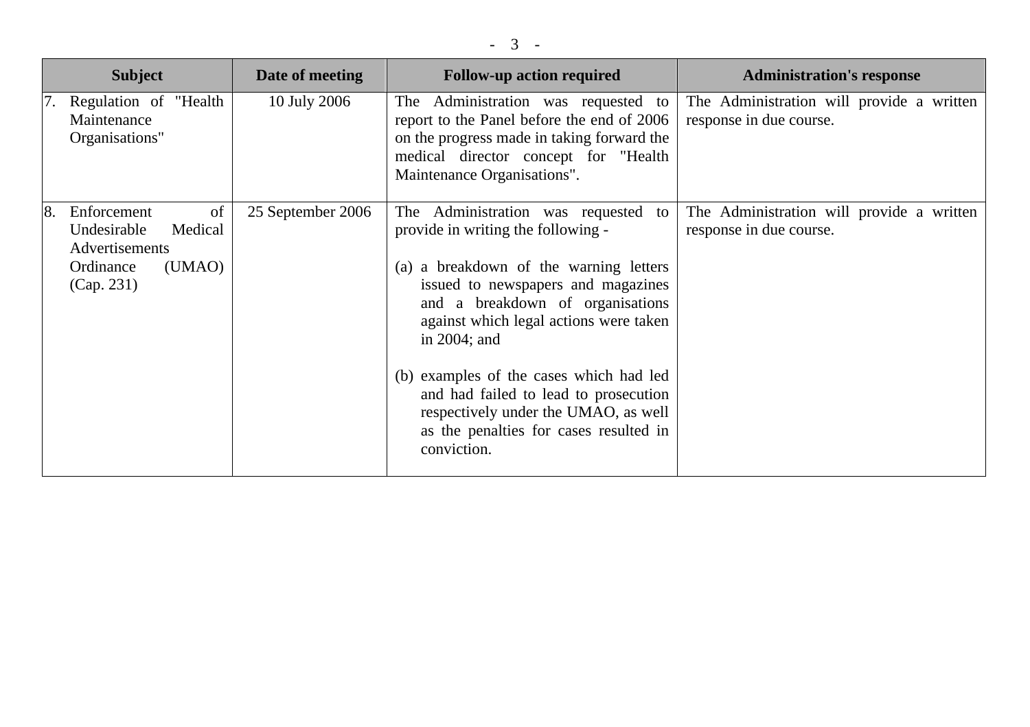| Subject | Date of meeting | Follow-up action required | Administration's response |
|---|---|---|---|
| 7. Regulation of "Health Maintenance Organisations" | 10 July 2006 | The Administration was requested to report to the Panel before the end of 2006 on the progress made in taking forward the medical director concept for "Health Maintenance Organisations". | The Administration will provide a written response in due course. |
| 8. Enforcement of Undesirable Medical Advertisements Ordinance (UMAO) (Cap. 231) | 25 September 2006 | The Administration was requested to provide in writing the following -<br><br>(a) a breakdown of the warning letters issued to newspapers and magazines and a breakdown of organisations against which legal actions were taken in 2004; and<br><br>(b) examples of the cases which had led and had failed to lead to prosecution respectively under the UMAO, as well as the penalties for cases resulted in conviction. | The Administration will provide a written response in due course. |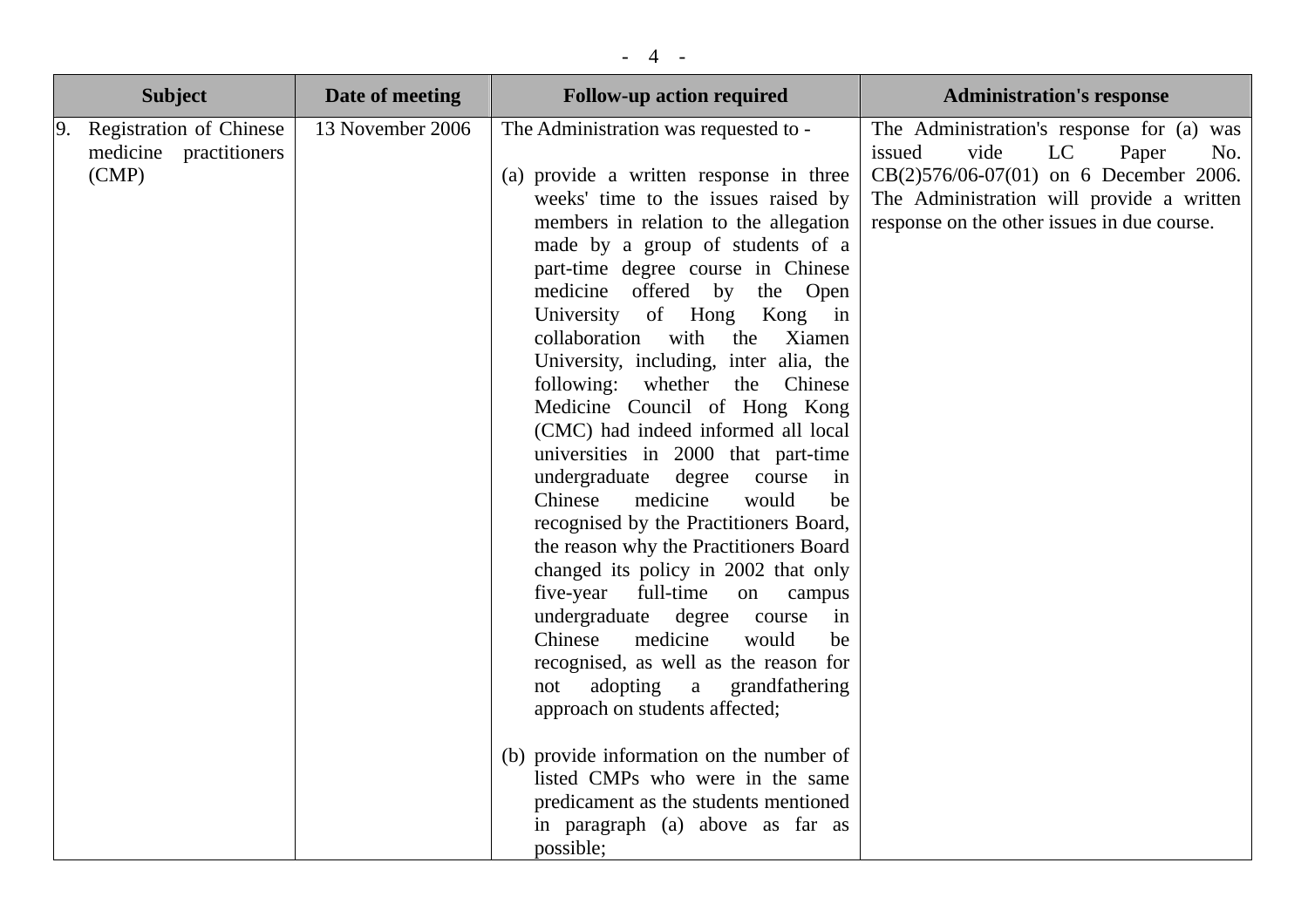| Subject | Date of meeting | Follow-up action required | Administration's response |
|---|---|---|---|
| 9. Registration of Chinese medicine practitioners (CMP) | 13 November 2006 | The Administration was requested to - <br><br> (a) provide a written response in three weeks' time to the issues raised by members in relation to the allegation made by a group of students of a part-time degree course in Chinese medicine offered by the Open University of Hong Kong in collaboration with the Xiamen University, including, inter alia, the following: whether the Chinese Medicine Council of Hong Kong (CMC) had indeed informed all local universities in 2000 that part-time undergraduate degree course in Chinese medicine would be recognised by the Practitioners Board, the reason why the Practitioners Board changed its policy in 2002 that only five-year full-time on campus undergraduate degree course in Chinese medicine would be recognised, as well as the reason for not adopting a grandfathering approach on students affected; <br><br> (b) provide information on the number of listed CMPs who were in the same predicament as the students mentioned in paragraph (a) above as far as possible; | The Administration's response for (a) was issued vide LC Paper No. CB(2)576/06-07(01) on 6 December 2006. The Administration will provide a written response on the other issues in due course. |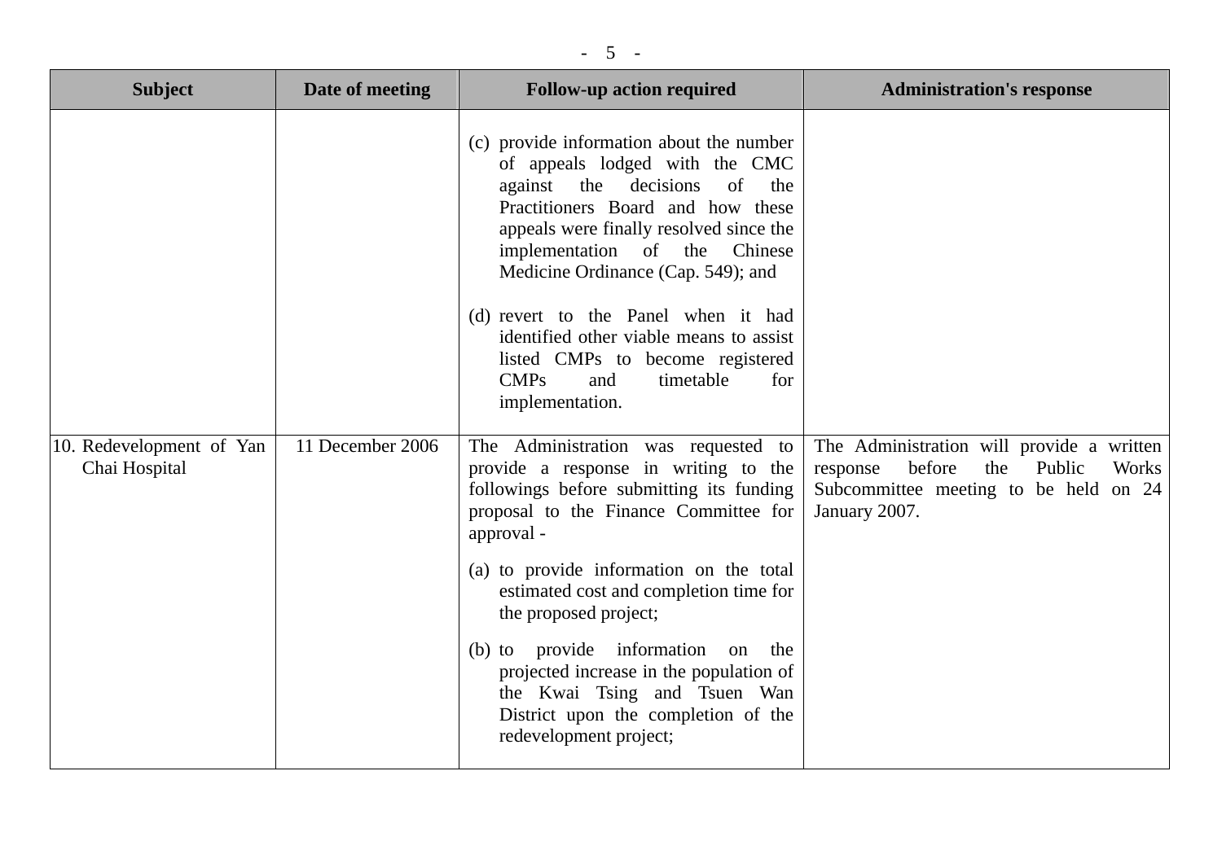| Subject | Date of meeting | Follow-up action required | Administration's response |
|---|---|---|---|
| | | (c) provide information about the number of appeals lodged with the CMC against the decisions of the Practitioners Board and how these appeals were finally resolved since the implementation of the Chinese Medicine Ordinance (Cap. 549); and<br><br>(d) revert to the Panel when it had identified other viable means to assist listed CMPs to become registered CMPs and timetable for implementation. | |
| 10. Redevelopment of Yan Chai Hospital | 11 December 2006 | The Administration was requested to provide a response in writing to the followings before submitting its funding proposal to the Finance Committee for approval -<br><br>(a) to provide information on the total estimated cost and completion time for the proposed project;<br><br>(b) to provide information on the projected increase in the population of the Kwai Tsing and Tsuen Wan District upon the completion of the redevelopment project; | The Administration will provide a written response before the Public Works Subcommittee meeting to be held on 24 January 2007. |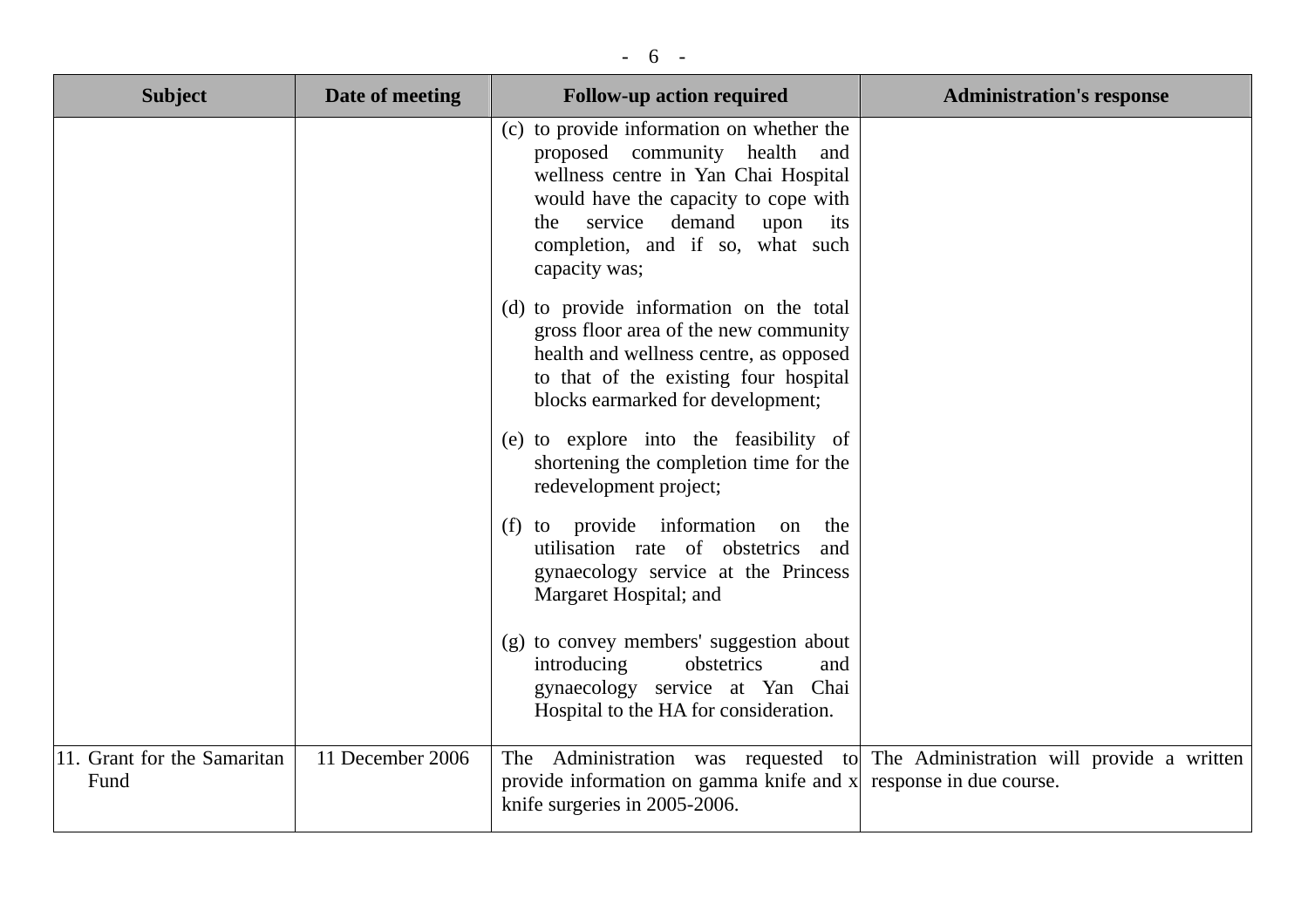| Subject | Date of meeting | Follow-up action required | Administration's response |
|---|---|---|---|
| | | (c) to provide information on whether the proposed community health and wellness centre in Yan Chai Hospital would have the capacity to cope with the service demand upon its completion, and if so, what such capacity was;<br><br>(d) to provide information on the total gross floor area of the new community health and wellness centre, as opposed to that of the existing four hospital blocks earmarked for development;<br><br>(e) to explore into the feasibility of shortening the completion time for the redevelopment project;<br><br>(f) to provide information on the utilisation rate of obstetrics and gynaecology service at the Princess Margaret Hospital; and<br><br>(g) to convey members' suggestion about introducing obstetrics and gynaecology service at Yan Chai Hospital to the HA for consideration. | |
| 11. Grant for the Samaritan Fund | 11 December 2006 | The Administration was requested to provide information on gamma knife and x knife surgeries in 2005-2006. | The Administration will provide a written response in due course. |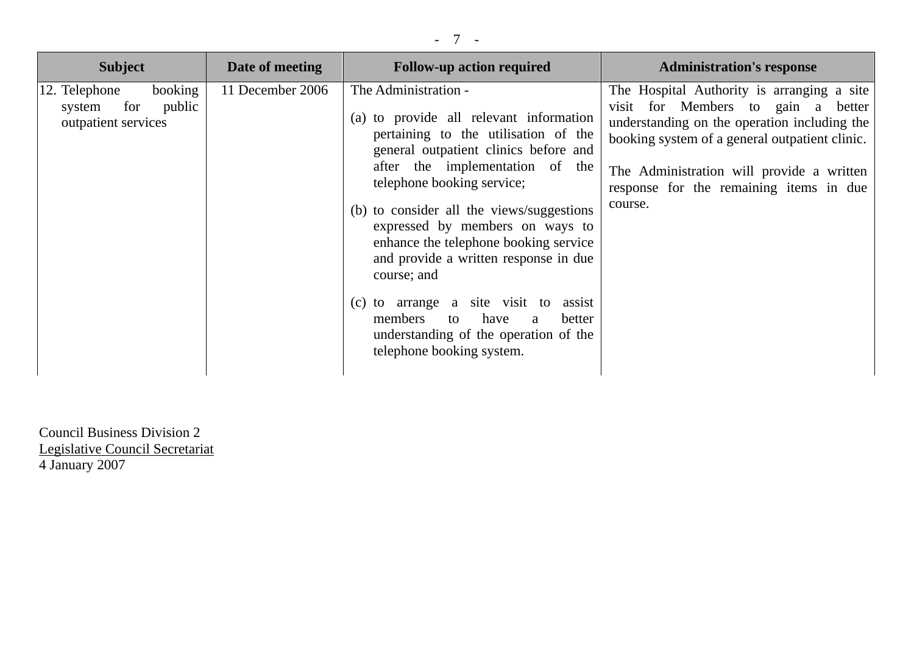| Subject | Date of meeting | Follow-up action required | Administration's response |
|---|---|---|---|
| 12. Telephone booking system for public outpatient services | 11 December 2006 | The Administration -<br><br>(a) to provide all relevant information pertaining to the utilisation of the general outpatient clinics before and after the implementation of the telephone booking service;<br><br>(b) to consider all the views/suggestions expressed by members on ways to enhance the telephone booking service and provide a written response in due course; and<br><br>(c) to arrange a site visit to assist members to have a better understanding of the operation of the telephone booking system. | The Hospital Authority is arranging a site visit for Members to gain a better understanding on the operation including the booking system of a general outpatient clinic.<br><br>The Administration will provide a written response for the remaining items in due course. |

Council Business Division 2
Legislative Council Secretariat
4 January 2007